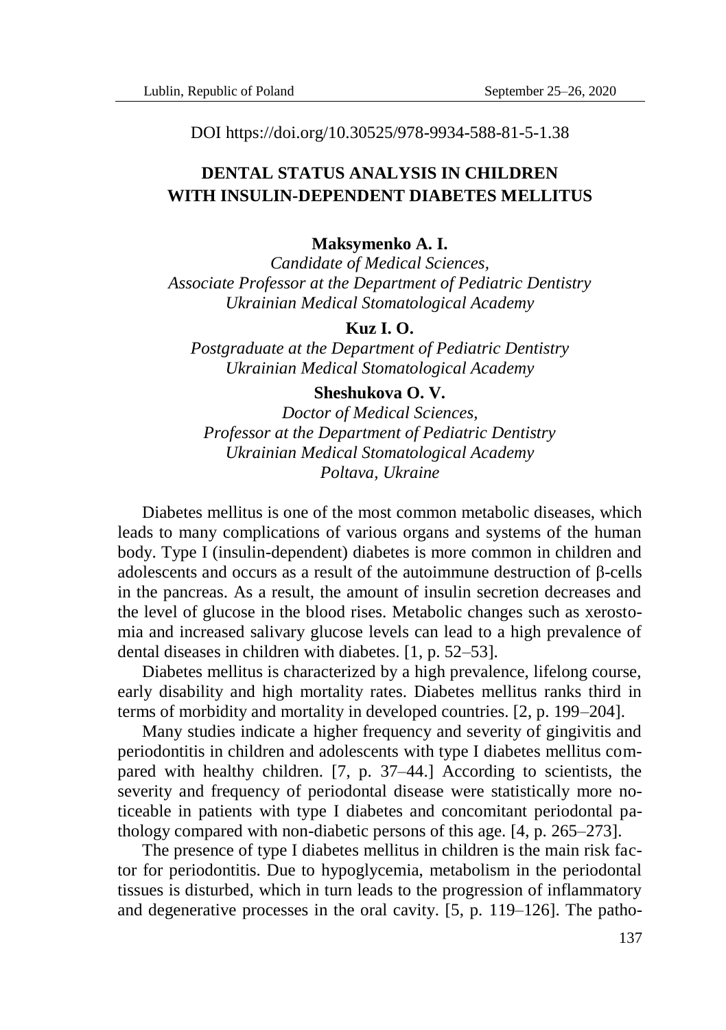DOI https://doi.org/10.30525/978-9934-588-81-5-1.38

# DENTAL STATUS ANALYSIS IN CHILDREN WITH INSULIN-DEPENDENT DIABETES MELLITUS

**Maksymenko A. I.**

*Candidate of Medical Sciences,*
*Associate Professor at the Department of Pediatric Dentistry*
*Ukrainian Medical Stomatological Academy*

**Kuz I. O.**

*Postgraduate at the Department of Pediatric Dentistry*
*Ukrainian Medical Stomatological Academy*

**Sheshukova O. V.**

*Doctor of Medical Sciences,*
*Professor at the Department of Pediatric Dentistry*
*Ukrainian Medical Stomatological Academy*
*Poltava, Ukraine*

Diabetes mellitus is one of the most common metabolic diseases, which leads to many complications of various organs and systems of the human body. Type I (insulin-dependent) diabetes is more common in children and adolescents and occurs as a result of the autoimmune destruction of β-cells in the pancreas. As a result, the amount of insulin secretion decreases and the level of glucose in the blood rises. Metabolic changes such as xerostomia and increased salivary glucose levels can lead to a high prevalence of dental diseases in children with diabetes. [1, p. 52–53].

Diabetes mellitus is characterized by a high prevalence, lifelong course, early disability and high mortality rates. Diabetes mellitus ranks third in terms of morbidity and mortality in developed countries. [2, p. 199–204].

Many studies indicate a higher frequency and severity of gingivitis and periodontitis in children and adolescents with type I diabetes mellitus compared with healthy children. [7, p. 37–44.] According to scientists, the severity and frequency of periodontal disease were statistically more noticeable in patients with type I diabetes and concomitant periodontal pathology compared with non-diabetic persons of this age. [4, p. 265–273].

The presence of type I diabetes mellitus in children is the main risk factor for periodontitis. Due to hypoglycemia, metabolism in the periodontal tissues is disturbed, which in turn leads to the progression of inflammatory and degenerative processes in the oral cavity. [5, p. 119–126]. The patho-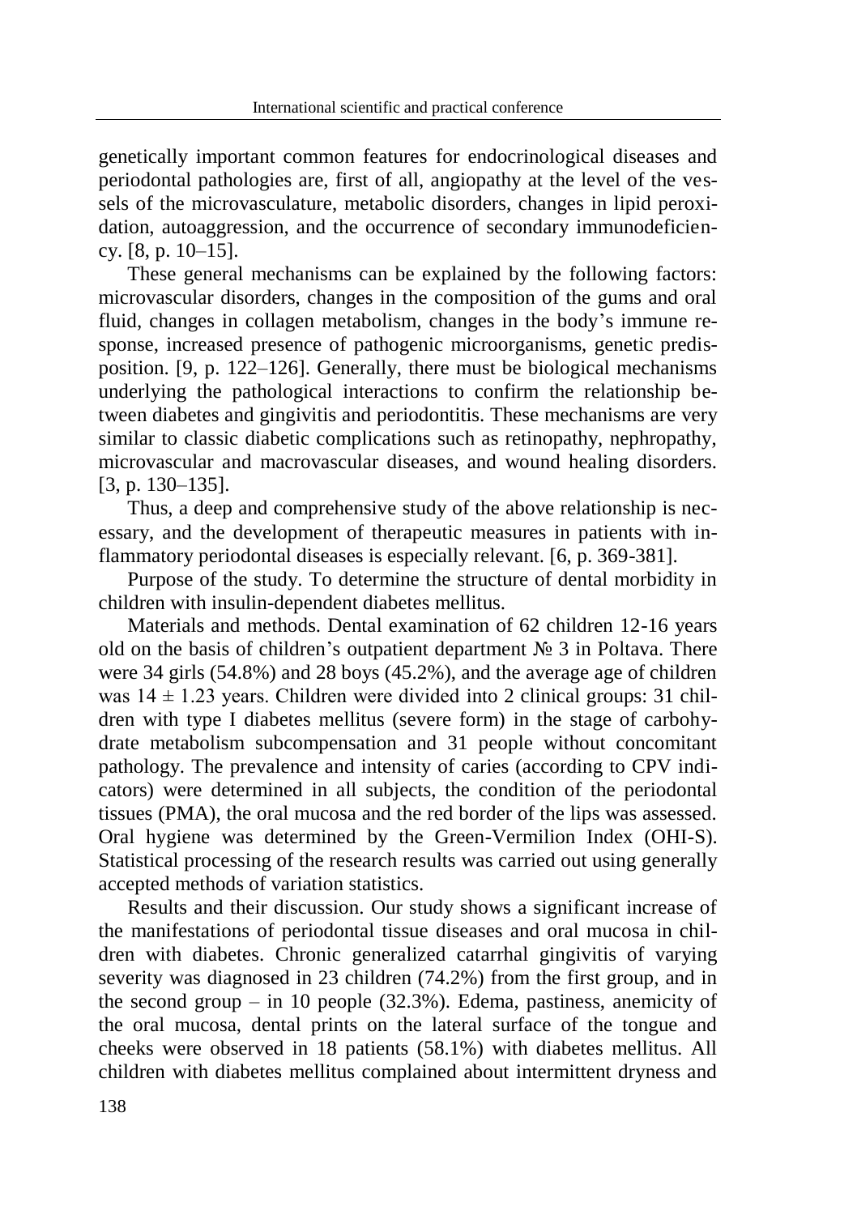genetically important common features for endocrinological diseases and periodontal pathologies are, first of all, angiopathy at the level of the vessels of the microvasculature, metabolic disorders, changes in lipid peroxidation, autoaggression, and the occurrence of secondary immunodeficiency. [8, p. 10–15].

These general mechanisms can be explained by the following factors: microvascular disorders, changes in the composition of the gums and oral fluid, changes in collagen metabolism, changes in the body's immune response, increased presence of pathogenic microorganisms, genetic predisposition. [9, p. 122–126]. Generally, there must be biological mechanisms underlying the pathological interactions to confirm the relationship between diabetes and gingivitis and periodontitis. These mechanisms are very similar to classic diabetic complications such as retinopathy, nephropathy, microvascular and macrovascular diseases, and wound healing disorders. [3, p. 130–135].

Thus, a deep and comprehensive study of the above relationship is necessary, and the development of therapeutic measures in patients with inflammatory periodontal diseases is especially relevant. [6, p. 369-381].

Purpose of the study. To determine the structure of dental morbidity in children with insulin-dependent diabetes mellitus.

Materials and methods. Dental examination of 62 children 12-16 years old on the basis of children's outpatient department № 3 in Poltava. There were 34 girls (54.8%) and 28 boys (45.2%), and the average age of children was $14 \pm 1.23$ years. Children were divided into 2 clinical groups: 31 children with type I diabetes mellitus (severe form) in the stage of carbohydrate metabolism subcompensation and 31 people without concomitant pathology. The prevalence and intensity of caries (according to CPV indicators) were determined in all subjects, the condition of the periodontal tissues (PMA), the oral mucosa and the red border of the lips was assessed. Oral hygiene was determined by the Green-Vermilion Index (OHI-S). Statistical processing of the research results was carried out using generally accepted methods of variation statistics.

Results and their discussion. Our study shows a significant increase of the manifestations of periodontal tissue diseases and oral mucosa in children with diabetes. Chronic generalized catarrhal gingivitis of varying severity was diagnosed in 23 children (74.2%) from the first group, and in the second group – in 10 people (32.3%). Edema, pastiness, anemicity of the oral mucosa, dental prints on the lateral surface of the tongue and cheeks were observed in 18 patients (58.1%) with diabetes mellitus. All children with diabetes mellitus complained about intermittent dryness and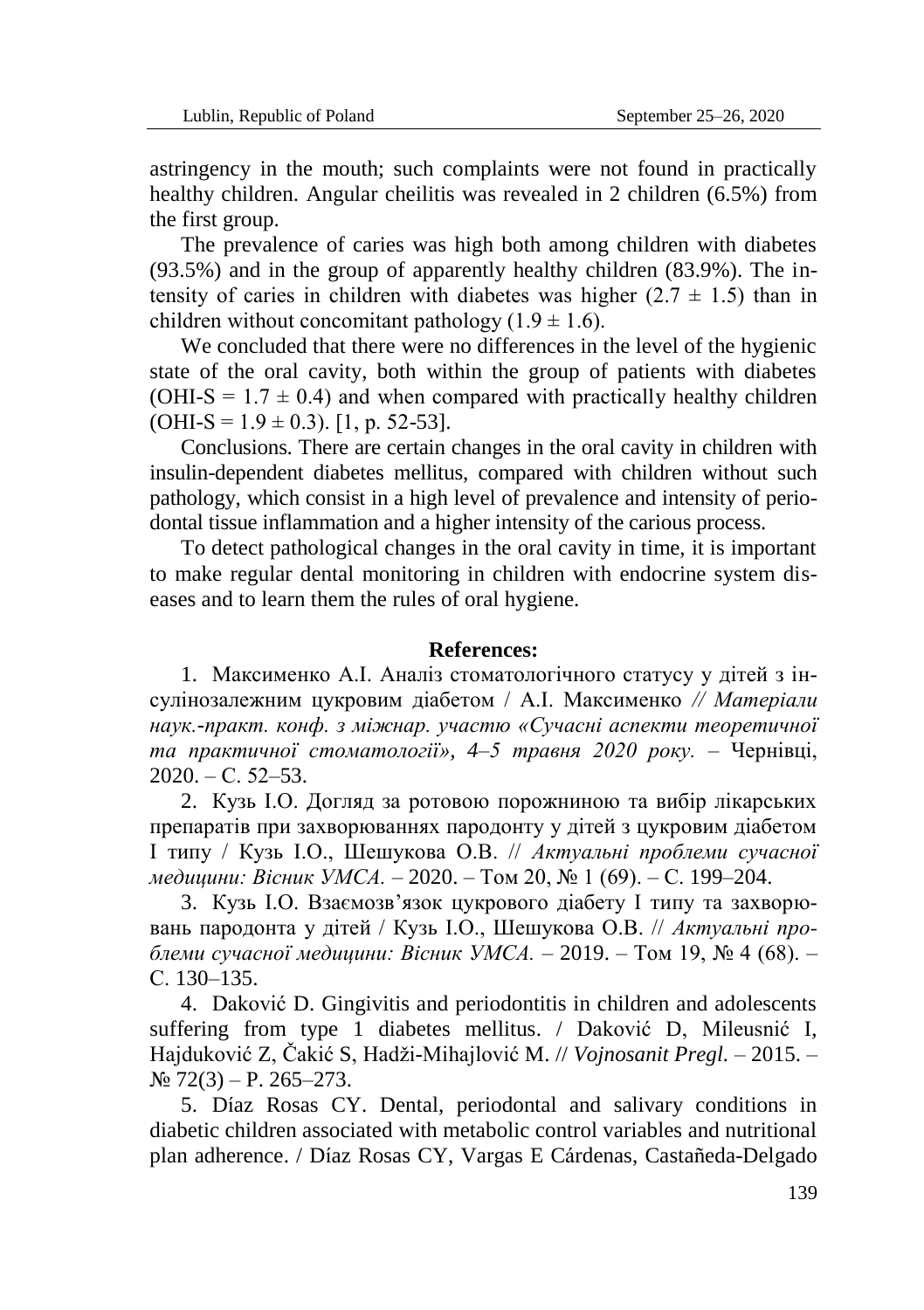astringency in the mouth; such complaints were not found in practically healthy children. Angular cheilitis was revealed in 2 children (6.5%) from the first group.

The prevalence of caries was high both among children with diabetes (93.5%) and in the group of apparently healthy children (83.9%). The intensity of caries in children with diabetes was higher ($2.7 \pm 1.5$) than in children without concomitant pathology ($1.9 \pm 1.6$).

We concluded that there were no differences in the level of the hygienic state of the oral cavity, both within the group of patients with diabetes (OHI-S = $1.7 \pm 0.4$) and when compared with practically healthy children (OHI-S = $1.9 \pm 0.3$). [1, p. 52-53].

Conclusions. There are certain changes in the oral cavity in children with insulin-dependent diabetes mellitus, compared with children without such pathology, which consist in a high level of prevalence and intensity of periodontal tissue inflammation and a higher intensity of the carious process.

To detect pathological changes in the oral cavity in time, it is important to make regular dental monitoring in children with endocrine system diseases and to learn them the rules of oral hygiene.

**References:**

1. Максименко А.І. Аналіз стоматологічного статусу у дітей з інсулінозалежним цукровим діабетом / А.І. Максименко *// Матеріали наук.-практ. конф. з міжнар. участю «Сучасні аспекти теоретичної та практичної стоматології», 4–5 травня 2020 року.* – Чернівці, 2020. – С. 52–53.

2. Кузь І.О. Догляд за ротовою порожниною та вибір лікарських препаратів при захворюваннях пародонту у дітей з цукровим діабетом І типу / Кузь І.О., Шешукова О.В. // *Актуальні проблеми сучасної медицини: Вісник УМСА.* – 2020. – Том 20, № 1 (69). – С. 199–204.

3. Кузь І.О. Взаємозв'язок цукрового діабету І типу та захворювань пародонта у дітей / Кузь І.О., Шешукова О.В. // *Актуальні проблеми сучасної медицини: Вісник УМСА.* – 2019. – Том 19, № 4 (68). – С. 130–135.

4. Daković D. Gingivitis and periodontitis in children and adolescents suffering from type 1 diabetes mellitus. / Daković D, Mileusnić I, Hajduković Z, Čakić S, Hadži-Mihajlović M. // *Vojnosanit Pregl.* – 2015. – № 72(3) – P. 265–273.

5. Díaz Rosas CY. Dental, periodontal and salivary conditions in diabetic children associated with metabolic control variables and nutritional plan adherence. / Díaz Rosas CY, Vargas E Cárdenas, Castañeda-Delgado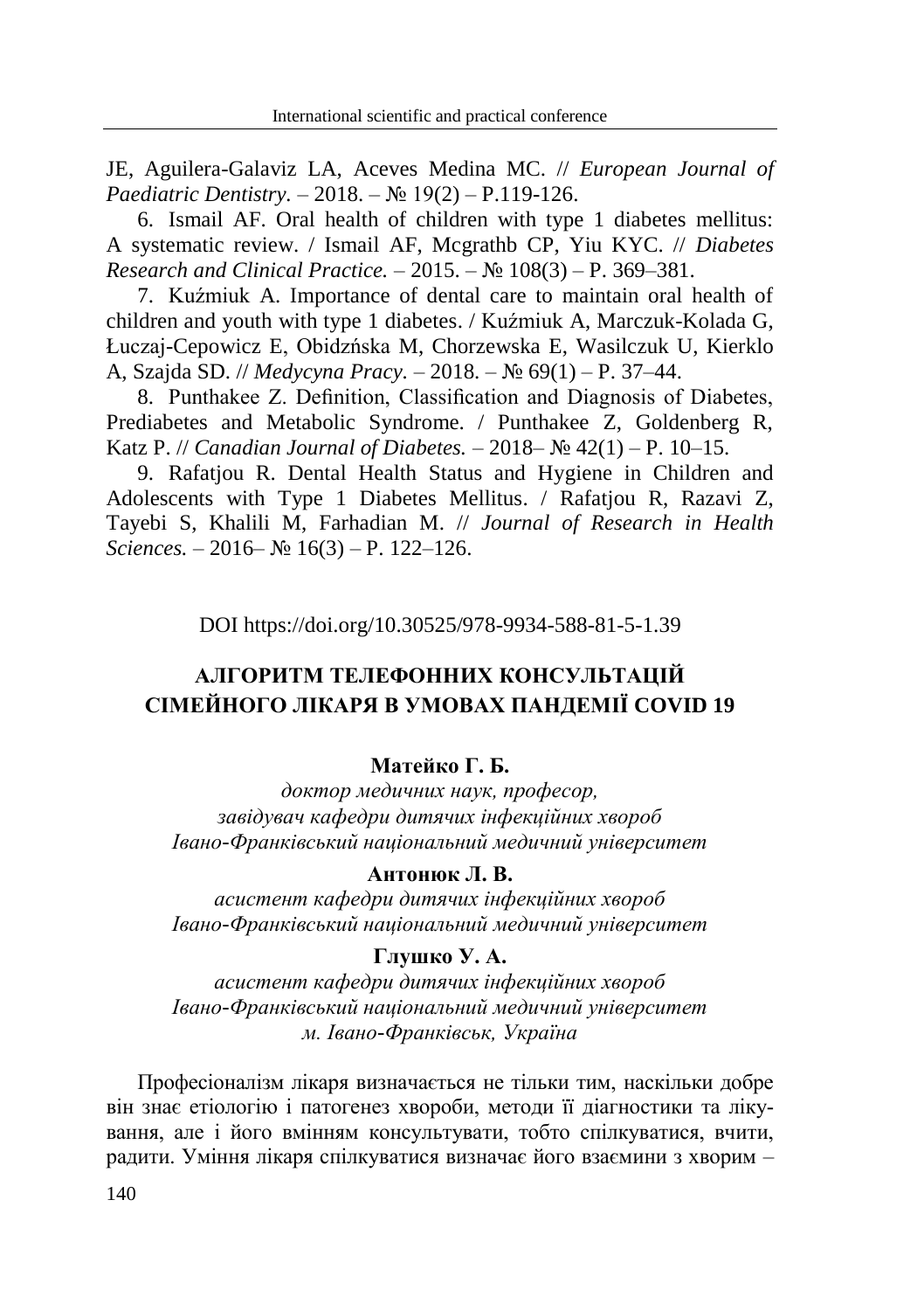JE, Aguilera-Galaviz LA, Aceves Medina MC. // *European Journal of Paediatric Dentistry*. – 2018. – № 19(2) – P.119-126.

6. Ismail AF. Oral health of children with type 1 diabetes mellitus: A systematic review. / Ismail AF, Mcgrathb CP, Yiu KYC. // *Diabetes Research and Clinical Practice.* – 2015. – № 108(3) – P. 369–381.

7. Kuźmiuk A. Importance of dental care to maintain oral health of children and youth with type 1 diabetes. / Kuźmiuk A, Marczuk-Kolada G, Łuczaj-Cepowicz E, Obidzńska M, Chorzewska E, Wasilczuk U, Kierklo A, Szajda SD. // *Medycyna Pracy*. – 2018. – № 69(1) – P. 37–44.

8. Punthakee Z. Definition, Classification and Diagnosis of Diabetes, Prediabetes and Metabolic Syndrome. / Punthakee Z, Goldenberg R, Katz P. // *Canadian Journal of Diabetes.* – 2018– № 42(1) – P. 10–15.

9. Rafatjou R. Dental Health Status and Hygiene in Children and Adolescents with Type 1 Diabetes Mellitus. / Rafatjou R, Razavi Z, Tayebi S, Khalili M, Farhadian M. // *Journal of Research in Health Sciences.* – 2016– № 16(3) – P. 122–126.

DOI https://doi.org/10.30525/978-9934-588-81-5-1.39

# АЛГОРИТМ ТЕЛЕФОННИХ КОНСУЛЬТАЦІЙ СІМЕЙНОГО ЛІКАРЯ В УМОВАХ ПАНДЕМІЇ COVID 19

**Матейко Г. Б.**
*доктор медичних наук, професор,*
*завідувач кафедри дитячих інфекційних хвороб*
*Івано-Франківський національний медичний університет*

**Антонюк Л. В.**
*асистент кафедри дитячих інфекційних хвороб*
*Івано-Франківський національний медичний університет*

**Глушко У. А.**
*асистент кафедри дитячих інфекційних хвороб*
*Івано-Франківський національний медичний університет*
*м. Івано-Франківськ, Україна*

Професіоналізм лікаря визначається не тільки тим, наскільки добре він знає етіологію і патогенез хвороби, методи її діагностики та лікування, але і його вмінням консультувати, тобто спілкуватися, вчити, радити. Уміння лікаря спілкуватися визначає його взаємини з хворим –